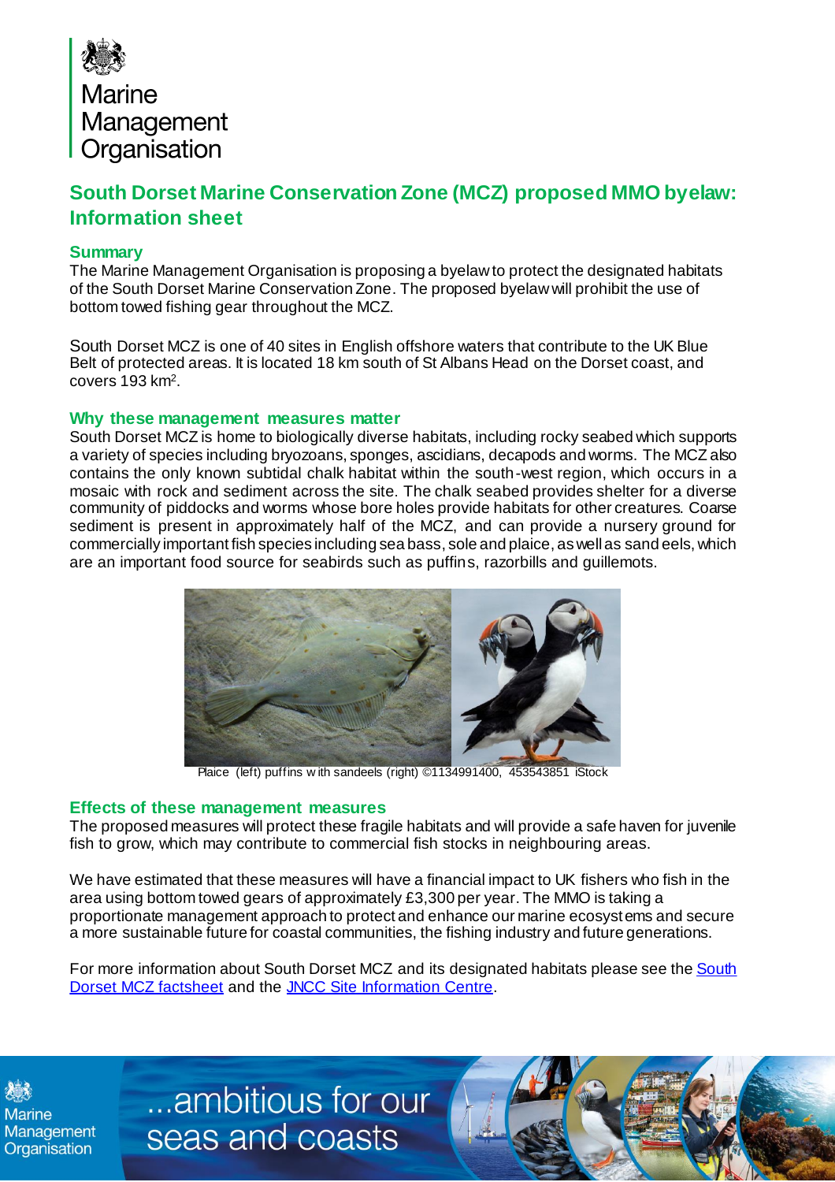Marine Management Organisation

# South Dorset Marine Conservation Zone (MCZ) proposed MMO byelaw: Information sheet

## Summary

The Marine Management Organisation is proposing a byelaw to protect the designated habitats of the South Dorset Marine Conservation Zone. The proposed byelaw will prohibit the use of bottom towed fishing gear throughout the MCZ.

South Dorset MCZ is one of 40 sites in English offshore waters that contribute to the UK Blue Belt of protected areas. It is located 18 km south of St Albans Head on the Dorset coast, and covers 193 km$^2$.

## Why these management measures matter

South Dorset MCZ is home to biologically diverse habitats, including rocky seabed which supports a variety of species including bryozoans, sponges, ascidians, decapods and worms. The MCZ also contains the only known subtidal chalk habitat within the south-west region, which occurs in a mosaic with rock and sediment across the site. The chalk seabed provides shelter for a diverse community of piddocks and worms whose bore holes provide habitats for other creatures. Coarse sediment is present in approximately half of the MCZ, and can provide a nursery ground for commercially important fish species including sea bass, sole and plaice, as well as sand eels, which are an important food source for seabirds such as puffins, razorbills and guillemots.

Plaice (left) puffins with sandeels (right) ©1134991400, 453543851 iStock

## Effects of these management measures

The proposed measures will protect these fragile habitats and will provide a safe haven for juvenile fish to grow, which may contribute to commercial fish stocks in neighbouring areas.

We have estimated that these measures will have a financial impact to UK fishers who fish in the area using bottom towed gears of approximately £3,300 per year. The MMO is taking a proportionate management approach to protect and enhance our marine ecosystems and secure a more sustainable future for coastal communities, the fishing industry and future generations.

For more information about South Dorset MCZ and its designated habitats please see the South Dorset MCZ factsheet and the JNCC Site Information Centre.

...ambitious for our seas and coasts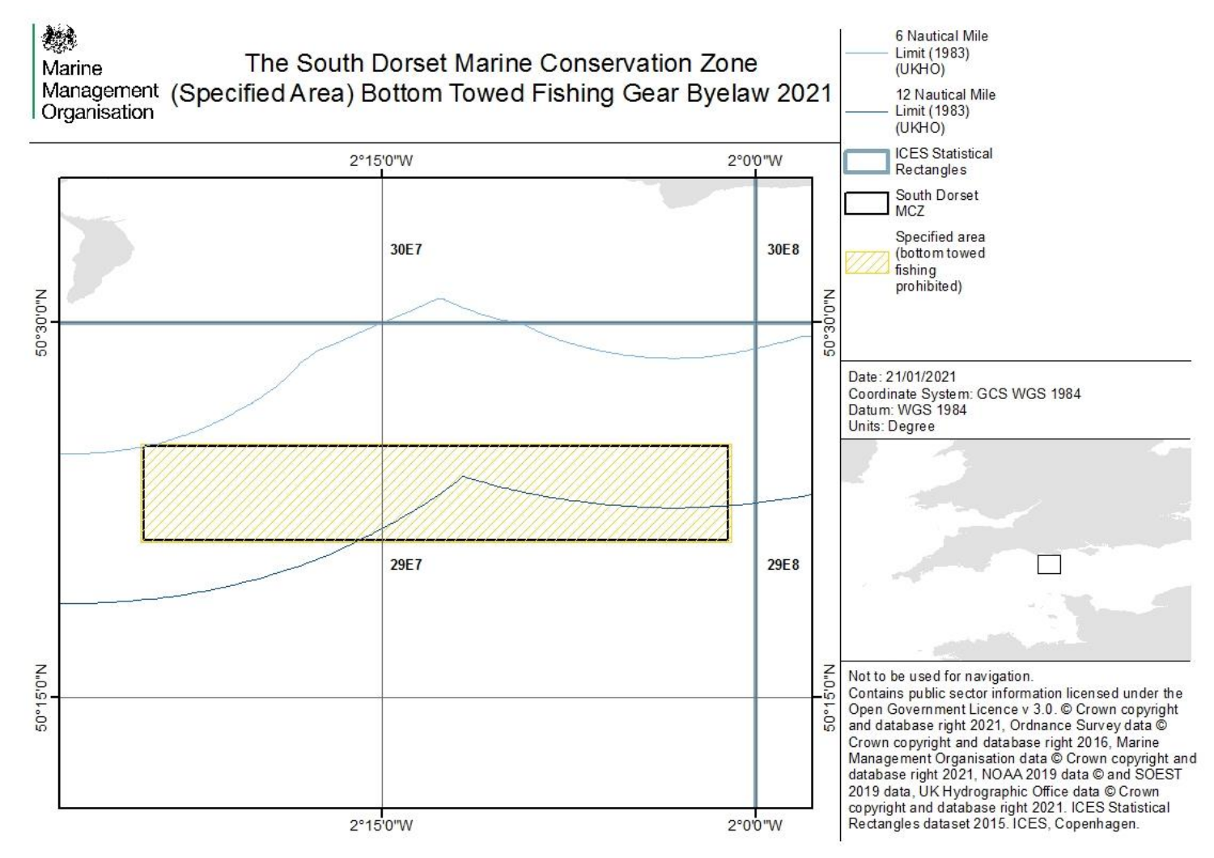Marine Management Organisation

# The South Dorset Marine Conservation Zone (Specified Area) Bottom Towed Fishing Gear Byelaw 2021

2°15'0"W

2°0'0"W

30E7

30E8

50°30'0"N

29E7

29E8

50°15'0"N

6 Nautical Mile Limit (1983) (UKHO)

12 Nautical Mile Limit (1983) (UKHO)

ICES Statistical Rectangles

South Dorset MCZ

Specified area (bottom towed fishing prohibited)

Date: 21/01/2021
Coordinate System: GCS WGS 1984
Datum: WGS 1984
Units: Degree

Not to be used for navigation.
Contains public sector information licensed under the Open Government Licence v 3.0. © Crown copyright and database right 2021, Ordnance Survey data © Crown copyright and database right 2016, Marine Management Organisation data © Crown copyright and database right 2021, NOAA 2019 data © and SOEST 2019 data, UK Hydrographic Office data © Crown copyright and database right 2021. ICES Statistical Rectangles dataset 2015. ICES, Copenhagen.